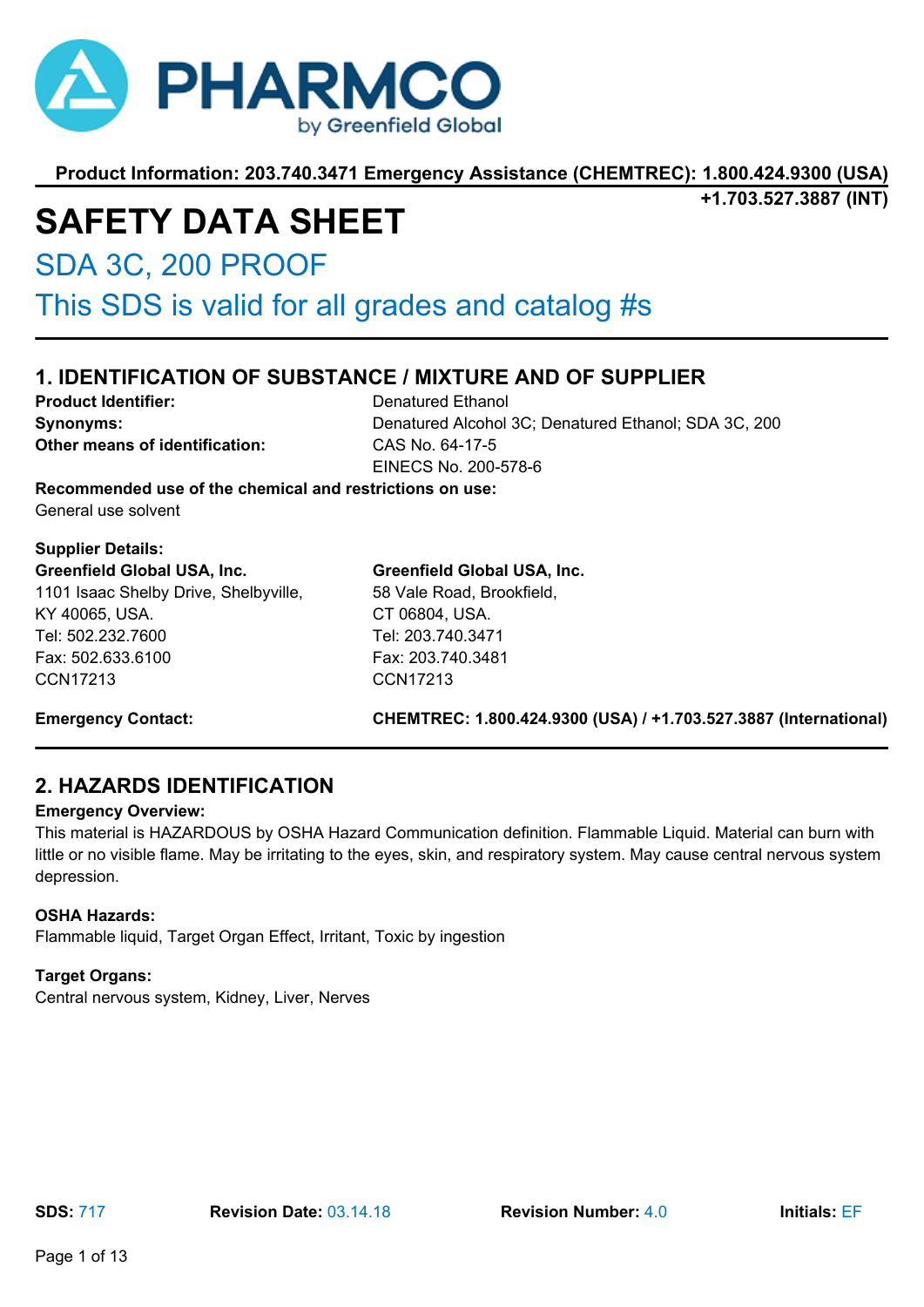PHARMCO by Greenfield Global

**Product Information: 203.740.3471 Emergency Assistance (CHEMTREC): 1.800.424.9300 (USA) +1.703.527.3887 (INT)**

# SAFETY DATA SHEET

## SDA 3C, 200 PROOF

## This SDS is valid for all grades and catalog #s

## 1. IDENTIFICATION OF SUBSTANCE / MIXTURE AND OF SUPPLIER

**Product Identifier:** Denatured Ethanol

**Synonyms:** Denatured Alcohol 3C; Denatured Ethanol; SDA 3C, 200

**Other means of identification:** CAS No. 64-17-5
EINECS No. 200-578-6

**Recommended use of the chemical and restrictions on use:**
General use solvent

**Supplier Details:**

**Greenfield Global USA, Inc.**
1101 Isaac Shelby Drive, Shelbyville,
KY 40065, USA.
Tel: 502.232.7600
Fax: 502.633.6100
CCN17213

**Greenfield Global USA, Inc.**
58 Vale Road, Brookfield,
CT 06804, USA.
Tel: 203.740.3471
Fax: 203.740.3481
CCN17213

**Emergency Contact:** **CHEMTREC: 1.800.424.9300 (USA) / +1.703.527.3887 (International)**

## 2. HAZARDS IDENTIFICATION

**Emergency Overview:**
This material is HAZARDOUS by OSHA Hazard Communication definition. Flammable Liquid. Material can burn with little or no visible flame. May be irritating to the eyes, skin, and respiratory system. May cause central nervous system depression.

**OSHA Hazards:**
Flammable liquid, Target Organ Effect, Irritant, Toxic by ingestion

**Target Organs:**
Central nervous system, Kidney, Liver, Nerves

**SDS:** 717 **Revision Date:** 03.14.18 **Revision Number:** 4.0 **Initials:** EF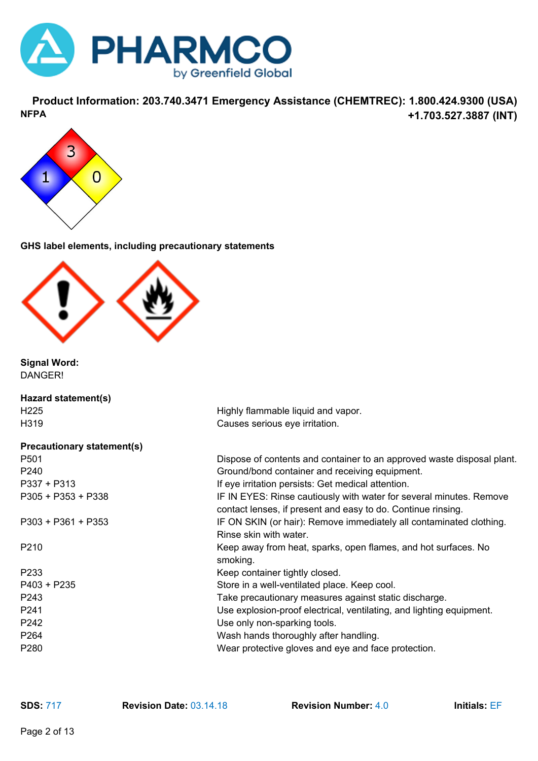**Product Information: 203.740.3471 Emergency Assistance (CHEMTREC): 1.800.424.9300 (USA) +1.703.527.3887 (INT)**

**NFPA**

| Health | Flammability | Instability | Special |
|---|---|---|---|
| 1 | 3 | 0 | |

**GHS label elements, including precautionary statements**

**Signal Word:**
DANGER!

**Hazard statement(s)**

| | |
|---|---|
| H225 | Highly flammable liquid and vapor. |
| H319 | Causes serious eye irritation. |

**Precautionary statement(s)**

| | |
|---|---|
| P501 | Dispose of contents and container to an approved waste disposal plant. |
| P240 | Ground/bond container and receiving equipment. |
| P337 + P313 | If eye irritation persists: Get medical attention. |
| P305 + P353 + P338 | IF IN EYES: Rinse cautiously with water for several minutes. Remove contact lenses, if present and easy to do. Continue rinsing. |
| P303 + P361 + P353 | IF ON SKIN (or hair): Remove immediately all contaminated clothing. Rinse skin with water. |
| P210 | Keep away from heat, sparks, open flames, and hot surfaces. No smoking. |
| P233 | Keep container tightly closed. |
| P403 + P235 | Store in a well-ventilated place. Keep cool. |
| P243 | Take precautionary measures against static discharge. |
| P241 | Use explosion-proof electrical, ventilating, and lighting equipment. |
| P242 | Use only non-sparking tools. |
| P264 | Wash hands thoroughly after handling. |
| P280 | Wear protective gloves and eye and face protection. |

**SDS:** 717 **Revision Date:** 03.14.18 **Revision Number:** 4.0 **Initials:** EF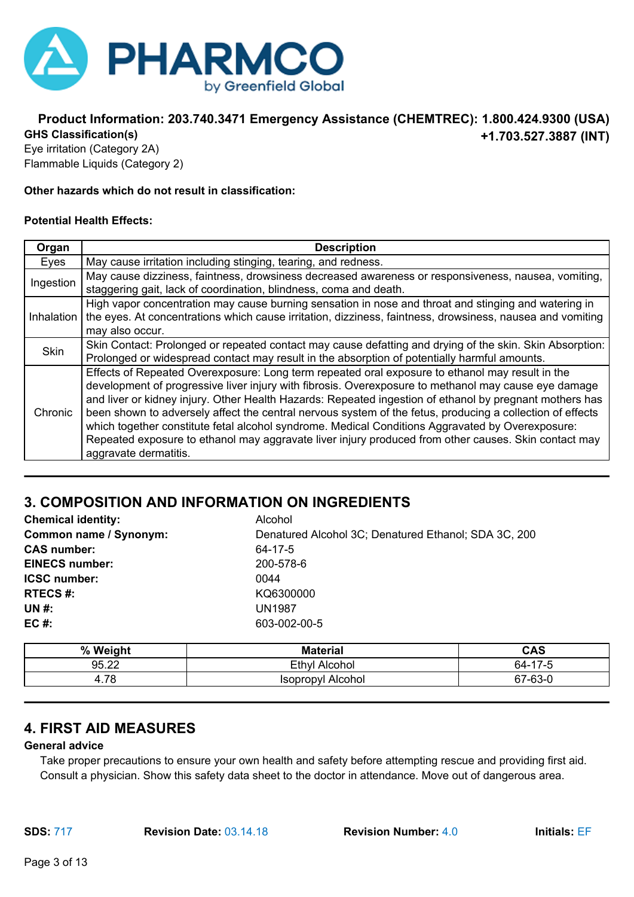**Product Information: 203.740.3471 Emergency Assistance (CHEMTREC): 1.800.424.9300 (USA) +1.703.527.3887 (INT)**

**GHS Classification(s)**

Eye irritation (Category 2A)
Flammable Liquids (Category 2)

**Other hazards which do not result in classification:**

**Potential Health Effects:**

| Organ | Description |
|---|---|
| Eyes | May cause irritation including stinging, tearing, and redness. |
| Ingestion | May cause dizziness, faintness, drowsiness decreased awareness or responsiveness, nausea, vomiting, staggering gait, lack of coordination, blindness, coma and death. |
| Inhalation | High vapor concentration may cause burning sensation in nose and throat and stinging and watering in the eyes. At concentrations which cause irritation, dizziness, faintness, drowsiness, nausea and vomiting may also occur. |
| Skin | Skin Contact: Prolonged or repeated contact may cause defatting and drying of the skin. Skin Absorption: Prolonged or widespread contact may result in the absorption of potentially harmful amounts. |
| Chronic | Effects of Repeated Overexposure: Long term repeated oral exposure to ethanol may result in the development of progressive liver injury with fibrosis. Overexposure to methanol may cause eye damage and liver or kidney injury. Other Health Hazards: Repeated ingestion of ethanol by pregnant mothers has been shown to adversely affect the central nervous system of the fetus, producing a collection of effects which together constitute fetal alcohol syndrome. Medical Conditions Aggravated by Overexposure: Repeated exposure to ethanol may aggravate liver injury produced from other causes. Skin contact may aggravate dermatitis. |

## 3. COMPOSITION AND INFORMATION ON INGREDIENTS

**Chemical identity:** Alcohol
**Common name / Synonym:** Denatured Alcohol 3C; Denatured Ethanol; SDA 3C, 200
**CAS number:** 64-17-5
**EINECS number:** 200-578-6
**ICSC number:** 0044
**RTECS #:** KQ6300000
**UN #:** UN1987
**EC #:** 603-002-00-5

| % Weight | Material | CAS |
|---|---|---|
| 95.22 | Ethyl Alcohol | 64-17-5 |
| 4.78 | Isopropyl Alcohol | 67-63-0 |

## 4. FIRST AID MEASURES

**General advice**

Take proper precautions to ensure your own health and safety before attempting rescue and providing first aid. Consult a physician. Show this safety data sheet to the doctor in attendance. Move out of dangerous area.

**SDS:** 717 **Revision Date:** 03.14.18 **Revision Number:** 4.0 **Initials:** EF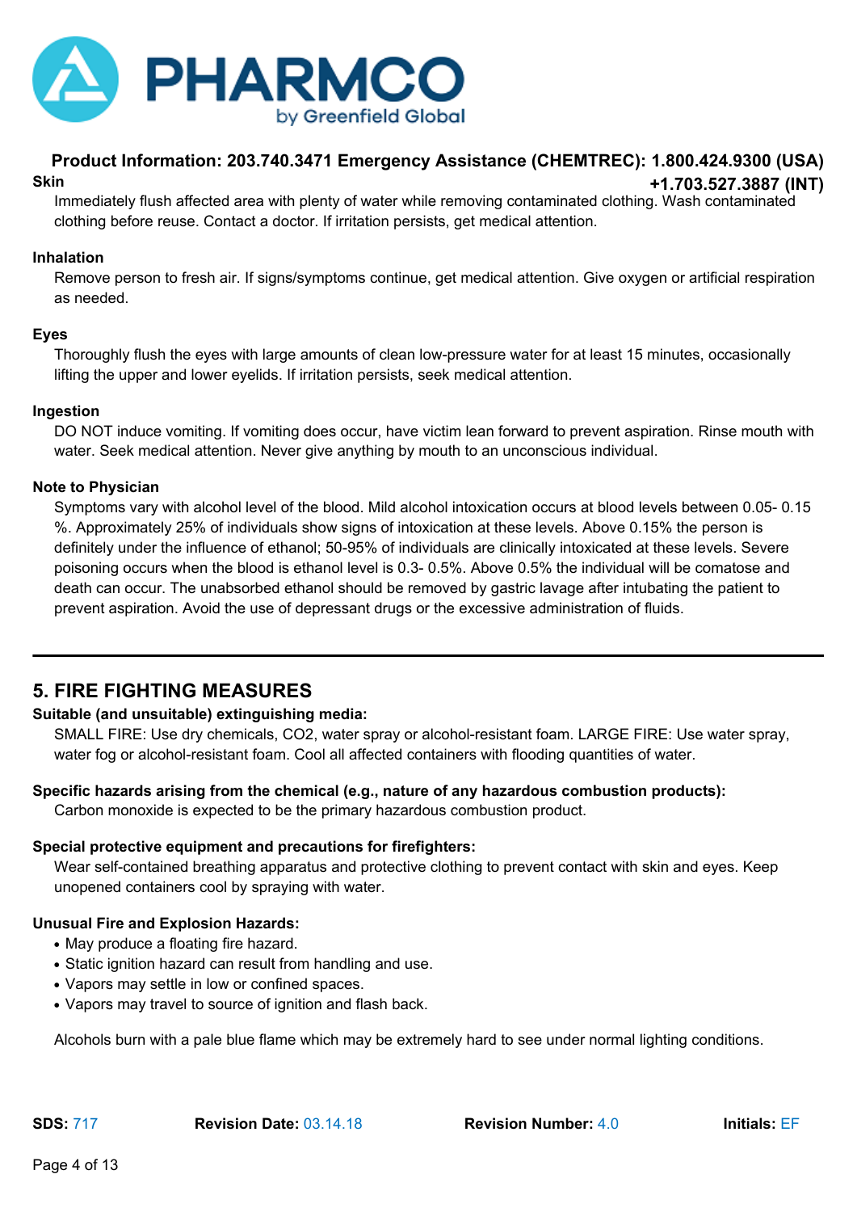**Skin**

Immediately flush affected area with plenty of water while removing contaminated clothing. Wash contaminated clothing before reuse. Contact a doctor. If irritation persists, get medical attention.

**Inhalation**

Remove person to fresh air. If signs/symptoms continue, get medical attention. Give oxygen or artificial respiration as needed.

**Eyes**

Thoroughly flush the eyes with large amounts of clean low-pressure water for at least 15 minutes, occasionally lifting the upper and lower eyelids. If irritation persists, seek medical attention.

**Ingestion**

DO NOT induce vomiting. If vomiting does occur, have victim lean forward to prevent aspiration. Rinse mouth with water. Seek medical attention. Never give anything by mouth to an unconscious individual.

**Note to Physician**

Symptoms vary with alcohol level of the blood. Mild alcohol intoxication occurs at blood levels between 0.05- 0.15 %. Approximately 25% of individuals show signs of intoxication at these levels. Above 0.15% the person is definitely under the influence of ethanol; 50-95% of individuals are clinically intoxicated at these levels. Severe poisoning occurs when the blood is ethanol level is 0.3- 0.5%. Above 0.5% the individual will be comatose and death can occur. The unabsorbed ethanol should be removed by gastric lavage after intubating the patient to prevent aspiration. Avoid the use of depressant drugs or the excessive administration of fluids.

---

## 5. FIRE FIGHTING MEASURES

**Suitable (and unsuitable) extinguishing media:**

SMALL FIRE: Use dry chemicals, $CO_2$, water spray or alcohol-resistant foam. LARGE FIRE: Use water spray, water fog or alcohol-resistant foam. Cool all affected containers with flooding quantities of water.

**Specific hazards arising from the chemical (e.g., nature of any hazardous combustion products):**

Carbon monoxide is expected to be the primary hazardous combustion product.

**Special protective equipment and precautions for firefighters:**

Wear self-contained breathing apparatus and protective clothing to prevent contact with skin and eyes. Keep unopened containers cool by spraying with water.

**Unusual Fire and Explosion Hazards:**

- May produce a floating fire hazard.
- Static ignition hazard can result from handling and use.
- Vapors may settle in low or confined spaces.
- Vapors may travel to source of ignition and flash back.

Alcohols burn with a pale blue flame which may be extremely hard to see under normal lighting conditions.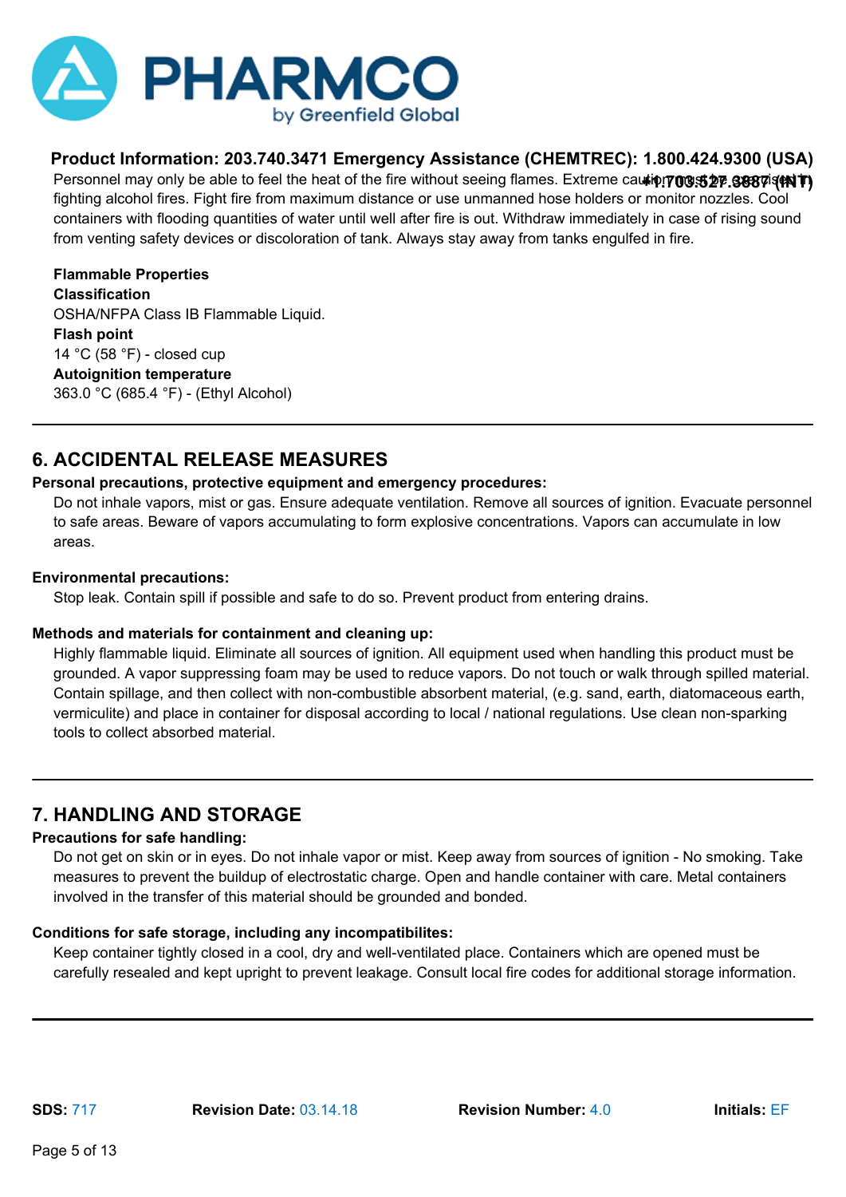Personnel may only be able to feel the heat of the fire without seeing flames. Extreme caution must be exercised in fighting alcohol fires. Fight fire from maximum distance or use unmanned hose holders or monitor nozzles. Cool containers with flooding quantities of water until well after fire is out. Withdraw immediately in case of rising sound from venting safety devices or discoloration of tank. Always stay away from tanks engulfed in fire.

**Flammable Properties**

**Classification**

OSHA/NFPA Class IB Flammable Liquid.

**Flash point**

14 °C (58 °F) - closed cup

**Autoignition temperature**

363.0 °C (685.4 °F) - (Ethyl Alcohol)

## 6. ACCIDENTAL RELEASE MEASURES

**Personal precautions, protective equipment and emergency procedures:**

Do not inhale vapors, mist or gas. Ensure adequate ventilation. Remove all sources of ignition. Evacuate personnel to safe areas. Beware of vapors accumulating to form explosive concentrations. Vapors can accumulate in low areas.

**Environmental precautions:**

Stop leak. Contain spill if possible and safe to do so. Prevent product from entering drains.

**Methods and materials for containment and cleaning up:**

Highly flammable liquid. Eliminate all sources of ignition. All equipment used when handling this product must be grounded. A vapor suppressing foam may be used to reduce vapors. Do not touch or walk through spilled material. Contain spillage, and then collect with non-combustible absorbent material, (e.g. sand, earth, diatomaceous earth, vermiculite) and place in container for disposal according to local / national regulations. Use clean non-sparking tools to collect absorbed material.

## 7. HANDLING AND STORAGE

**Precautions for safe handling:**

Do not get on skin or in eyes. Do not inhale vapor or mist. Keep away from sources of ignition - No smoking. Take measures to prevent the buildup of electrostatic charge. Open and handle container with care. Metal containers involved in the transfer of this material should be grounded and bonded.

**Conditions for safe storage, including any incompatibilites:**

Keep container tightly closed in a cool, dry and well-ventilated place. Containers which are opened must be carefully resealed and kept upright to prevent leakage. Consult local fire codes for additional storage information.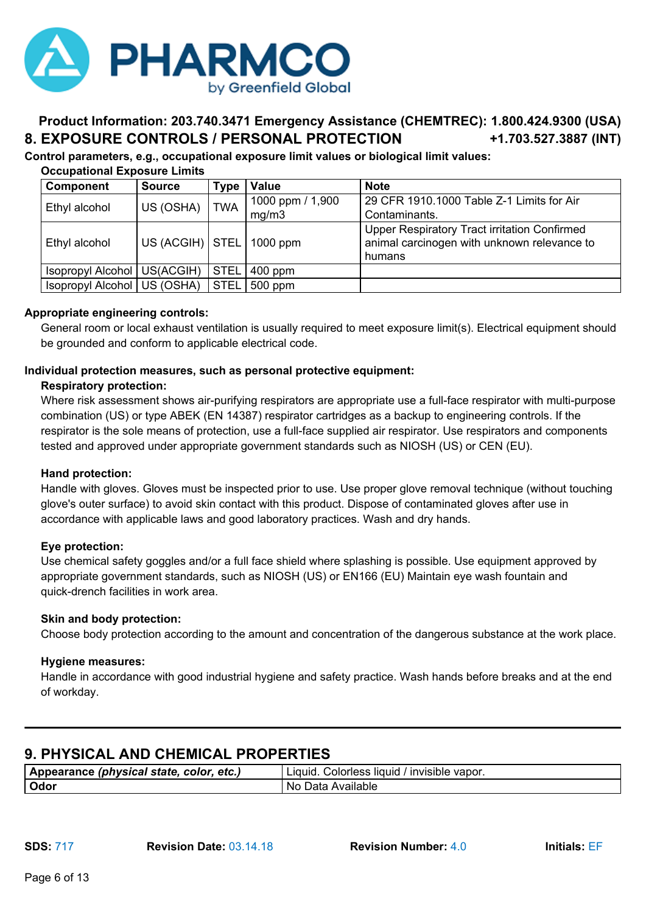**Product Information: 203.740.3471 Emergency Assistance (CHEMTREC): 1.800.424.9300 (USA)**

## 8. EXPOSURE CONTROLS / PERSONAL PROTECTION **+1.703.527.3887 (INT)**

**Control parameters, e.g., occupational exposure limit values or biological limit values:**

**Occupational Exposure Limits**

| Component | Source | Type | Value | Note |
|---|---|---|---|---|
| Ethyl alcohol | US (OSHA) | TWA | 1000 ppm / 1,900 mg/m3 | 29 CFR 1910.1000 Table Z-1 Limits for Air Contaminants. |
| Ethyl alcohol | US (ACGIH) | STEL | 1000 ppm | Upper Respiratory Tract irritation Confirmed animal carcinogen with unknown relevance to humans |
| Isopropyl Alcohol | US(ACGIH) | STEL | 400 ppm | |
| Isopropyl Alcohol | US (OSHA) | STEL | 500 ppm | |

**Appropriate engineering controls:**

General room or local exhaust ventilation is usually required to meet exposure limit(s). Electrical equipment should be grounded and conform to applicable electrical code.

**Individual protection measures, such as personal protective equipment:**

**Respiratory protection:**

Where risk assessment shows air-purifying respirators are appropriate use a full-face respirator with multi-purpose combination (US) or type ABEK (EN 14387) respirator cartridges as a backup to engineering controls. If the respirator is the sole means of protection, use a full-face supplied air respirator. Use respirators and components tested and approved under appropriate government standards such as NIOSH (US) or CEN (EU).

**Hand protection:**

Handle with gloves. Gloves must be inspected prior to use. Use proper glove removal technique (without touching glove's outer surface) to avoid skin contact with this product. Dispose of contaminated gloves after use in accordance with applicable laws and good laboratory practices. Wash and dry hands.

**Eye protection:**

Use chemical safety goggles and/or a full face shield where splashing is possible. Use equipment approved by appropriate government standards, such as NIOSH (US) or EN166 (EU) Maintain eye wash fountain and quick-drench facilities in work area.

**Skin and body protection:**

Choose body protection according to the amount and concentration of the dangerous substance at the work place.

**Hygiene measures:**

Handle in accordance with good industrial hygiene and safety practice. Wash hands before breaks and at the end of workday.

---

## 9. PHYSICAL AND CHEMICAL PROPERTIES

| **Appearance** ***(physical state, color, etc.)*** | Liquid. Colorless liquid / invisible vapor. |
|---|---|
| **Odor** | No Data Available |

**SDS:** 717 **Revision Date:** 03.14.18 **Revision Number:** 4.0 **Initials:** EF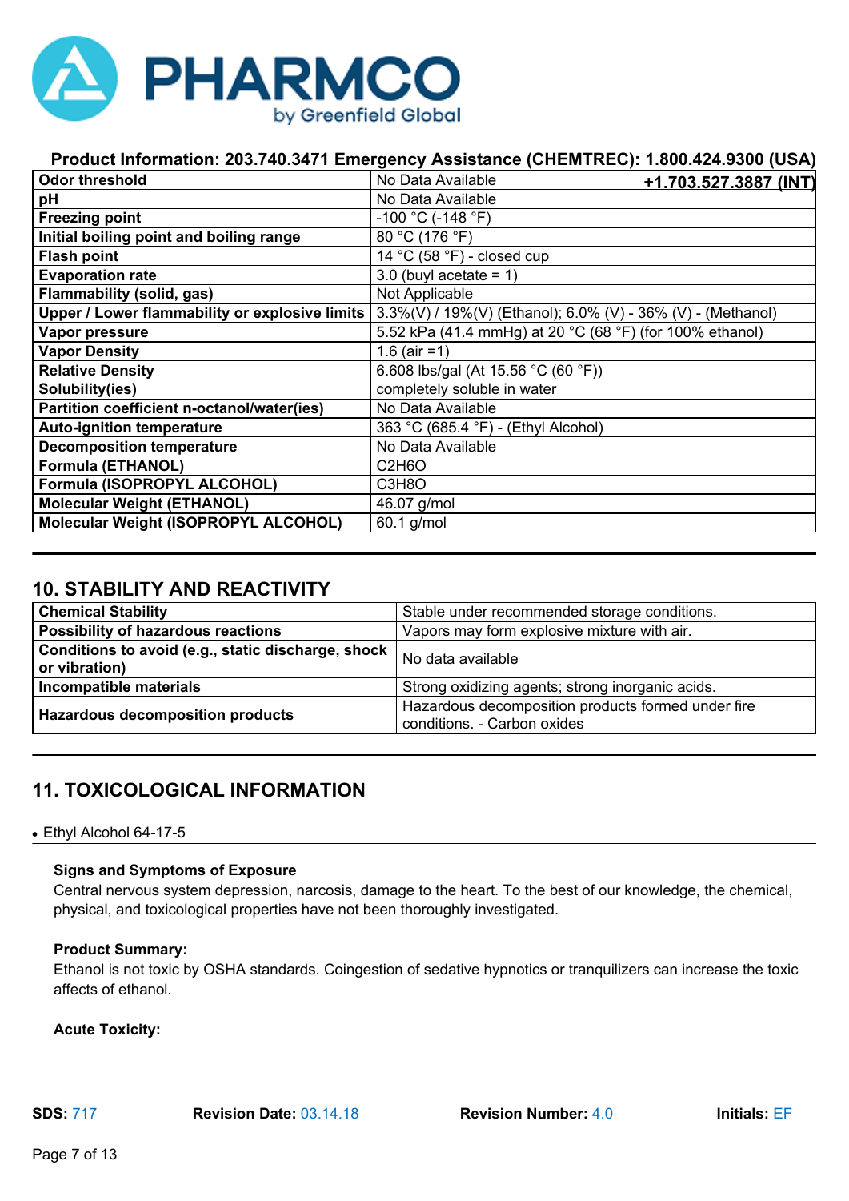**Product Information: 203.740.3471 Emergency Assistance (CHEMTREC): 1.800.424.9300 (USA) +1.703.527.3887 (INT)**

| | |
|---|---|
| **Odor threshold** | No Data Available |
| **pH** | No Data Available |
| **Freezing point** | -100 °C (-148 °F) |
| **Initial boiling point and boiling range** | 80 °C (176 °F) |
| **Flash point** | 14 °C (58 °F) - closed cup |
| **Evaporation rate** | 3.0 (buyl acetate = 1) |
| **Flammability (solid, gas)** | Not Applicable |
| **Upper / Lower flammability or explosive limits** | 3.3%(V) / 19%(V) (Ethanol); 6.0% (V) - 36% (V) - (Methanol) |
| **Vapor pressure** | 5.52 kPa (41.4 mmHg) at 20 °C (68 °F) (for 100% ethanol) |
| **Vapor Density** | 1.6 (air =1) |
| **Relative Density** | 6.608 lbs/gal (At 15.56 °C (60 °F)) |
| **Solubility(ies)** | completely soluble in water |
| **Partition coefficient n-octanol/water(ies)** | No Data Available |
| **Auto-ignition temperature** | 363 °C (685.4 °F) - (Ethyl Alcohol) |
| **Decomposition temperature** | No Data Available |
| **Formula (ETHANOL)** | $C_2H_6O$ |
| **Formula (ISOPROPYL ALCOHOL)** | $C_3H_8O$ |
| **Molecular Weight (ETHANOL)** | 46.07 g/mol |
| **Molecular Weight (ISOPROPYL ALCOHOL)** | 60.1 g/mol |

## 10. STABILITY AND REACTIVITY

| | |
|---|---|
| **Chemical Stability** | Stable under recommended storage conditions. |
| **Possibility of hazardous reactions** | Vapors may form explosive mixture with air. |
| **Conditions to avoid (e.g., static discharge, shock or vibration)** | No data available |
| **Incompatible materials** | Strong oxidizing agents; strong inorganic acids. |
| **Hazardous decomposition products** | Hazardous decomposition products formed under fire conditions. - Carbon oxides |

## 11. TOXICOLOGICAL INFORMATION

- Ethyl Alcohol 64-17-5

**Signs and Symptoms of Exposure**

Central nervous system depression, narcosis, damage to the heart. To the best of our knowledge, the chemical, physical, and toxicological properties have not been thoroughly investigated.

**Product Summary:**

Ethanol is not toxic by OSHA standards. Coingestion of sedative hypnotics or tranquilizers can increase the toxic affects of ethanol.

**Acute Toxicity:**

**SDS:** 717 **Revision Date:** 03.14.18 **Revision Number:** 4.0 **Initials:** EF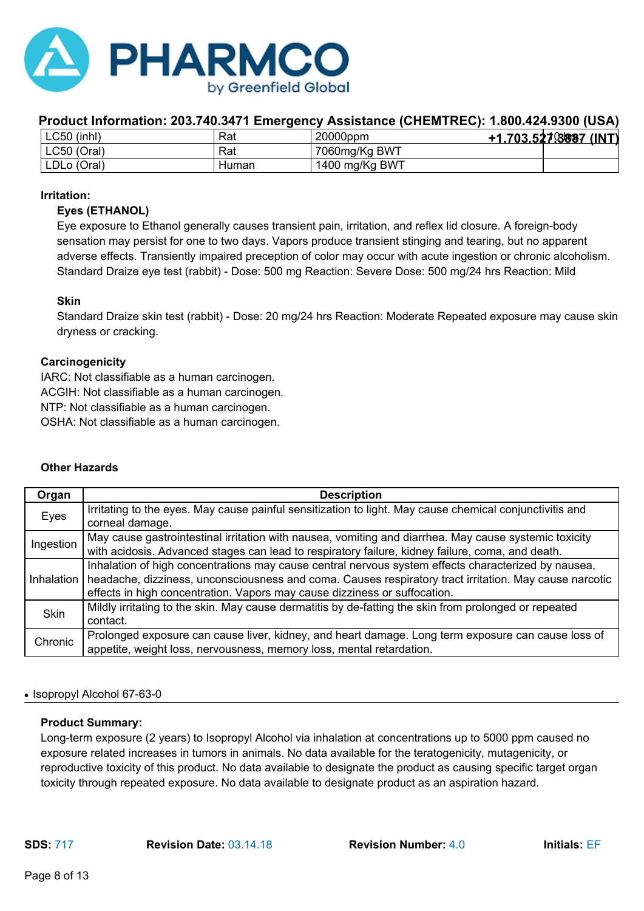| LC50 (inhl) | Rat | 20000ppm | 10 hrs |
|---|---|---|---|
| LC50 (Oral) | Rat | 7060mg/Kg BWT | |
| LDLo (Oral) | Human | 1400 mg/Kg BWT | |

**Irritation:**

**Eyes (ETHANOL)**

Eye exposure to Ethanol generally causes transient pain, irritation, and reflex lid closure. A foreign-body sensation may persist for one to two days. Vapors produce transient stinging and tearing, but no apparent adverse effects. Transiently impaired preception of color may occur with acute ingestion or chronic alcoholism. Standard Draize eye test (rabbit) - Dose: 500 mg Reaction: Severe Dose: 500 mg/24 hrs Reaction: Mild

**Skin**

Standard Draize skin test (rabbit) - Dose: 20 mg/24 hrs Reaction: Moderate Repeated exposure may cause skin dryness or cracking.

**Carcinogenicity**

IARC: Not classifiable as a human carcinogen.
ACGIH: Not classifiable as a human carcinogen.
NTP: Not classifiable as a human carcinogen.
OSHA: Not classifiable as a human carcinogen.

**Other Hazards**

| Organ | Description |
|---|---|
| Eyes | Irritating to the eyes. May cause painful sensitization to light. May cause chemical conjunctivitis and corneal damage. |
| Ingestion | May cause gastrointestinal irritation with nausea, vomiting and diarrhea. May cause systemic toxicity with acidosis. Advanced stages can lead to respiratory failure, kidney failure, coma, and death. |
| Inhalation | Inhalation of high concentrations may cause central nervous system effects characterized by nausea, headache, dizziness, unconsciousness and coma. Causes respiratory tract irritation. May cause narcotic effects in high concentration. Vapors may cause dizziness or suffocation. |
| Skin | Mildly irritating to the skin. May cause dermatitis by de-fatting the skin from prolonged or repeated contact. |
| Chronic | Prolonged exposure can cause liver, kidney, and heart damage. Long term exposure can cause loss of appetite, weight loss, nervousness, memory loss, mental retardation. |

- Isopropyl Alcohol 67-63-0

**Product Summary:**

Long-term exposure (2 years) to Isopropyl Alcohol via inhalation at concentrations up to 5000 ppm caused no exposure related increases in tumors in animals. No data available for the teratogenicity, mutagenicity, or reproductive toxicity of this product. No data available to designate the product as causing specific target organ toxicity through repeated exposure. No data available to designate product as an aspiration hazard.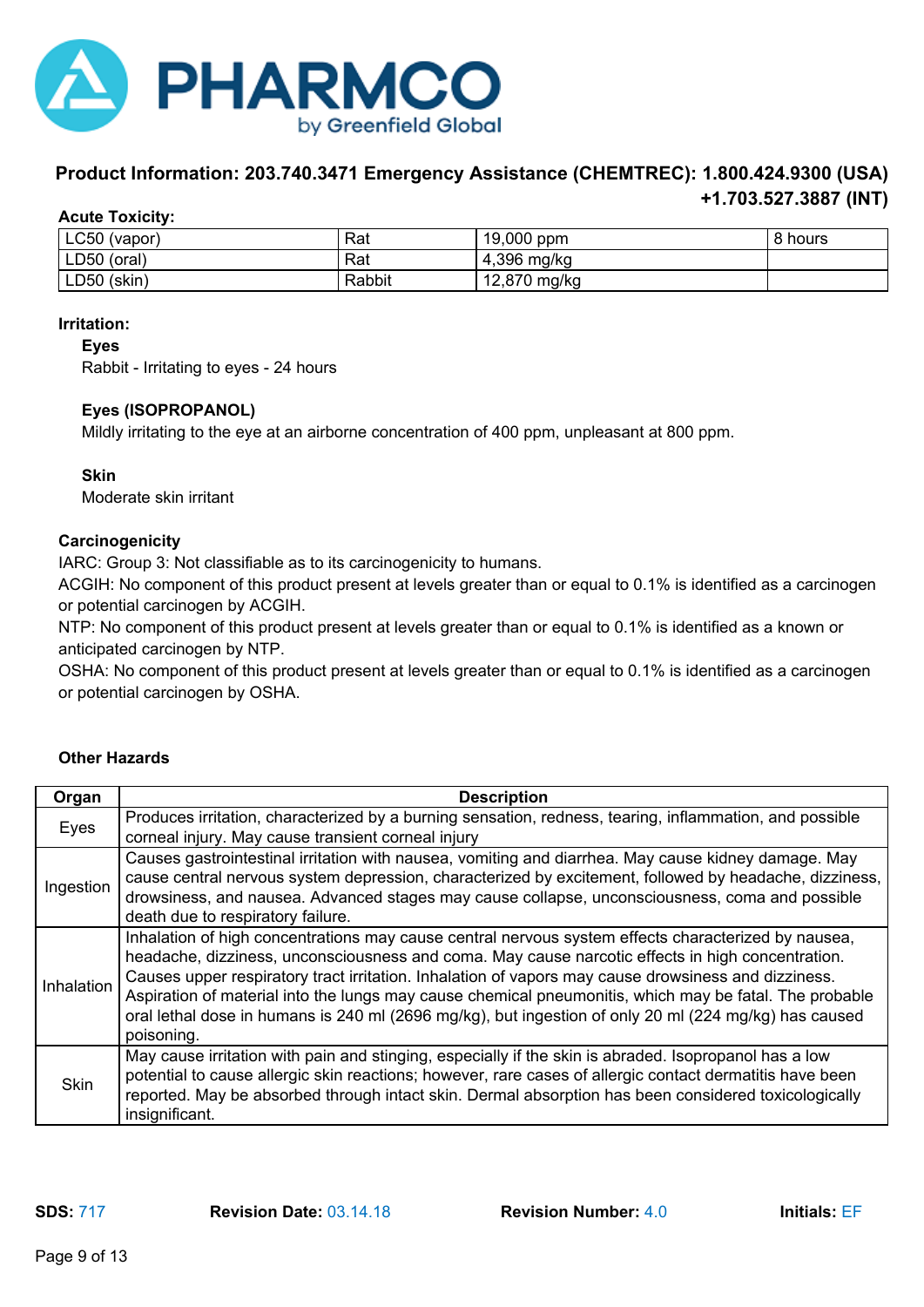**Product Information: 203.740.3471 Emergency Assistance (CHEMTREC): 1.800.424.9300 (USA) +1.703.527.3887 (INT)**

**Acute Toxicity:**

| | | | |
|---|---|---|---|
| LC50 (vapor) | Rat | 19,000 ppm | 8 hours |
| LD50 (oral) | Rat | 4,396 mg/kg | |
| LD50 (skin) | Rabbit | 12,870 mg/kg | |

**Irritation:**

**Eyes**

Rabbit - Irritating to eyes - 24 hours

**Eyes (ISOPROPANOL)**

Mildly irritating to the eye at an airborne concentration of 400 ppm, unpleasant at 800 ppm.

**Skin**

Moderate skin irritant

**Carcinogenicity**

IARC: Group 3: Not classifiable as to its carcinogenicity to humans.
ACGIH: No component of this product present at levels greater than or equal to 0.1% is identified as a carcinogen or potential carcinogen by ACGIH.
NTP: No component of this product present at levels greater than or equal to 0.1% is identified as a known or anticipated carcinogen by NTP.
OSHA: No component of this product present at levels greater than or equal to 0.1% is identified as a carcinogen or potential carcinogen by OSHA.

**Other Hazards**

| Organ | Description |
|---|---|
| Eyes | Produces irritation, characterized by a burning sensation, redness, tearing, inflammation, and possible corneal injury. May cause transient corneal injury |
| Ingestion | Causes gastrointestinal irritation with nausea, vomiting and diarrhea. May cause kidney damage. May cause central nervous system depression, characterized by excitement, followed by headache, dizziness, drowsiness, and nausea. Advanced stages may cause collapse, unconsciousness, coma and possible death due to respiratory failure. |
| Inhalation | Inhalation of high concentrations may cause central nervous system effects characterized by nausea, headache, dizziness, unconsciousness and coma. May cause narcotic effects in high concentration. Causes upper respiratory tract irritation. Inhalation of vapors may cause drowsiness and dizziness. Aspiration of material into the lungs may cause chemical pneumonitis, which may be fatal. The probable oral lethal dose in humans is 240 ml (2696 mg/kg), but ingestion of only 20 ml (224 mg/kg) has caused poisoning. |
| Skin | May cause irritation with pain and stinging, especially if the skin is abraded. Isopropanol has a low potential to cause allergic skin reactions; however, rare cases of allergic contact dermatitis have been reported. May be absorbed through intact skin. Dermal absorption has been considered toxicologically insignificant. |

**SDS:** 717 **Revision Date:** 03.14.18 **Revision Number:** 4.0 **Initials:** EF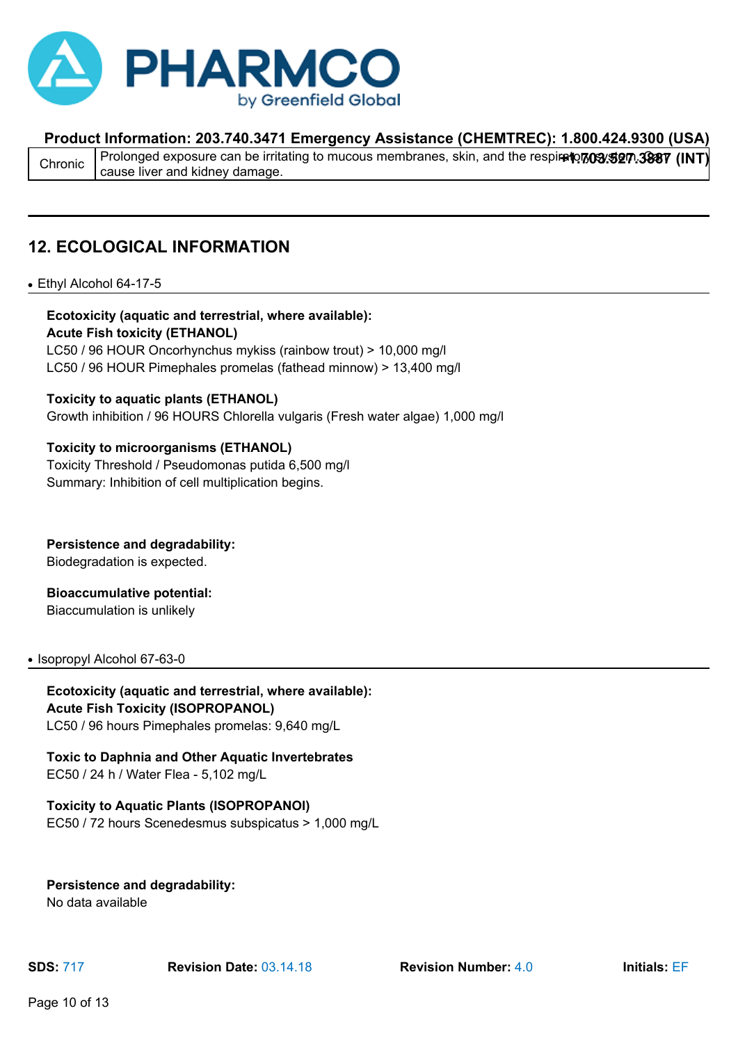| Chronic | Prolonged exposure can be irritating to mucous membranes, skin, and the respiratory system. Can cause liver and kidney damage. |
|---|---|

## 12. ECOLOGICAL INFORMATION

- Ethyl Alcohol 64-17-5

**Ecotoxicity (aquatic and terrestrial, where available):**
**Acute Fish toxicity (ETHANOL)**
LC50 / 96 HOUR Oncorhynchus mykiss (rainbow trout) > 10,000 mg/l
LC50 / 96 HOUR Pimephales promelas (fathead minnow) > 13,400 mg/l

**Toxicity to aquatic plants (ETHANOL)**
Growth inhibition / 96 HOURS Chlorella vulgaris (Fresh water algae) 1,000 mg/l

**Toxicity to microorganisms (ETHANOL)**
Toxicity Threshold / Pseudomonas putida 6,500 mg/l
Summary: Inhibition of cell multiplication begins.

**Persistence and degradability:**
Biodegradation is expected.

**Bioaccumulative potential:**
Biaccumulation is unlikely

- Isopropyl Alcohol 67-63-0

**Ecotoxicity (aquatic and terrestrial, where available):**
**Acute Fish Toxicity (ISOPROPANOL)**
LC50 / 96 hours Pimephales promelas: 9,640 mg/L

**Toxic to Daphnia and Other Aquatic Invertebrates**
EC50 / 24 h / Water Flea - 5,102 mg/L

**Toxicity to Aquatic Plants (ISOPROPANOl)**
EC50 / 72 hours Scenedesmus subspicatus > 1,000 mg/L

**Persistence and degradability:**
No data available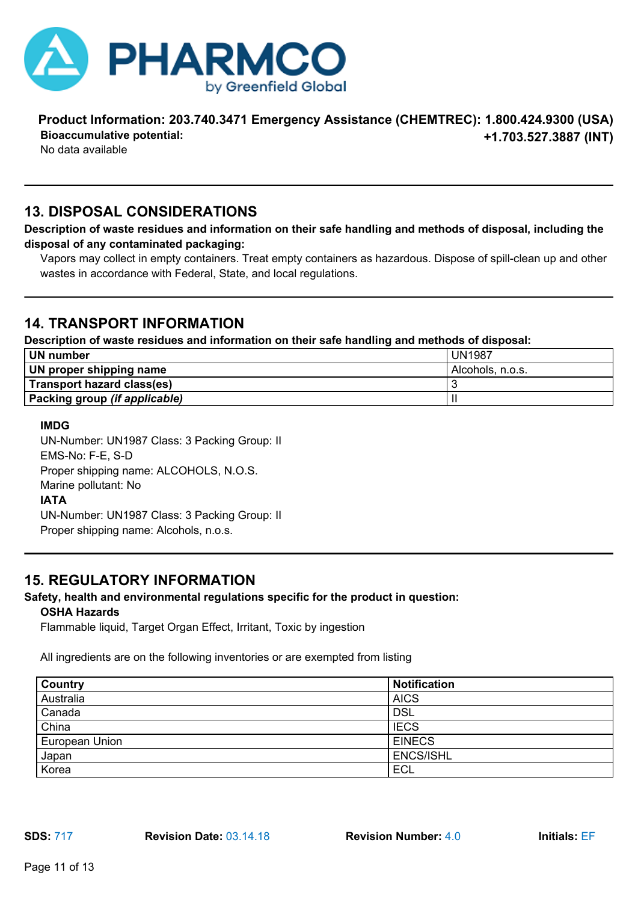**Bioaccumulative potential:**

No data available

## 13. DISPOSAL CONSIDERATIONS

**Description of waste residues and information on their safe handling and methods of disposal, including the disposal of any contaminated packaging:**

Vapors may collect in empty containers. Treat empty containers as hazardous. Dispose of spill-clean up and other wastes in accordance with Federal, State, and local regulations.

## 14. TRANSPORT INFORMATION

**Description of waste residues and information on their safe handling and methods of disposal:**

| **UN number** | UN1987 |
|---|---|
| **UN proper shipping name** | Alcohols, n.o.s. |
| **Transport hazard class(es)** | 3 |
| **Packing group *(if applicable)*** | II |

**IMDG**

UN-Number: UN1987 Class: 3 Packing Group: II

EMS-No: F-E, S-D

Proper shipping name: ALCOHOLS, N.O.S.

Marine pollutant: No

**IATA**

UN-Number: UN1987 Class: 3 Packing Group: II

Proper shipping name: Alcohols, n.o.s.

## 15. REGULATORY INFORMATION

**Safety, health and environmental regulations specific for the product in question:**

**OSHA Hazards**

Flammable liquid, Target Organ Effect, Irritant, Toxic by ingestion

All ingredients are on the following inventories or are exempted from listing

| **Country** | **Notification** |
|---|---|
| Australia | AICS |
| Canada | DSL |
| China | IECS |
| European Union | EINECS |
| Japan | ENCS/ISHL |
| Korea | ECL |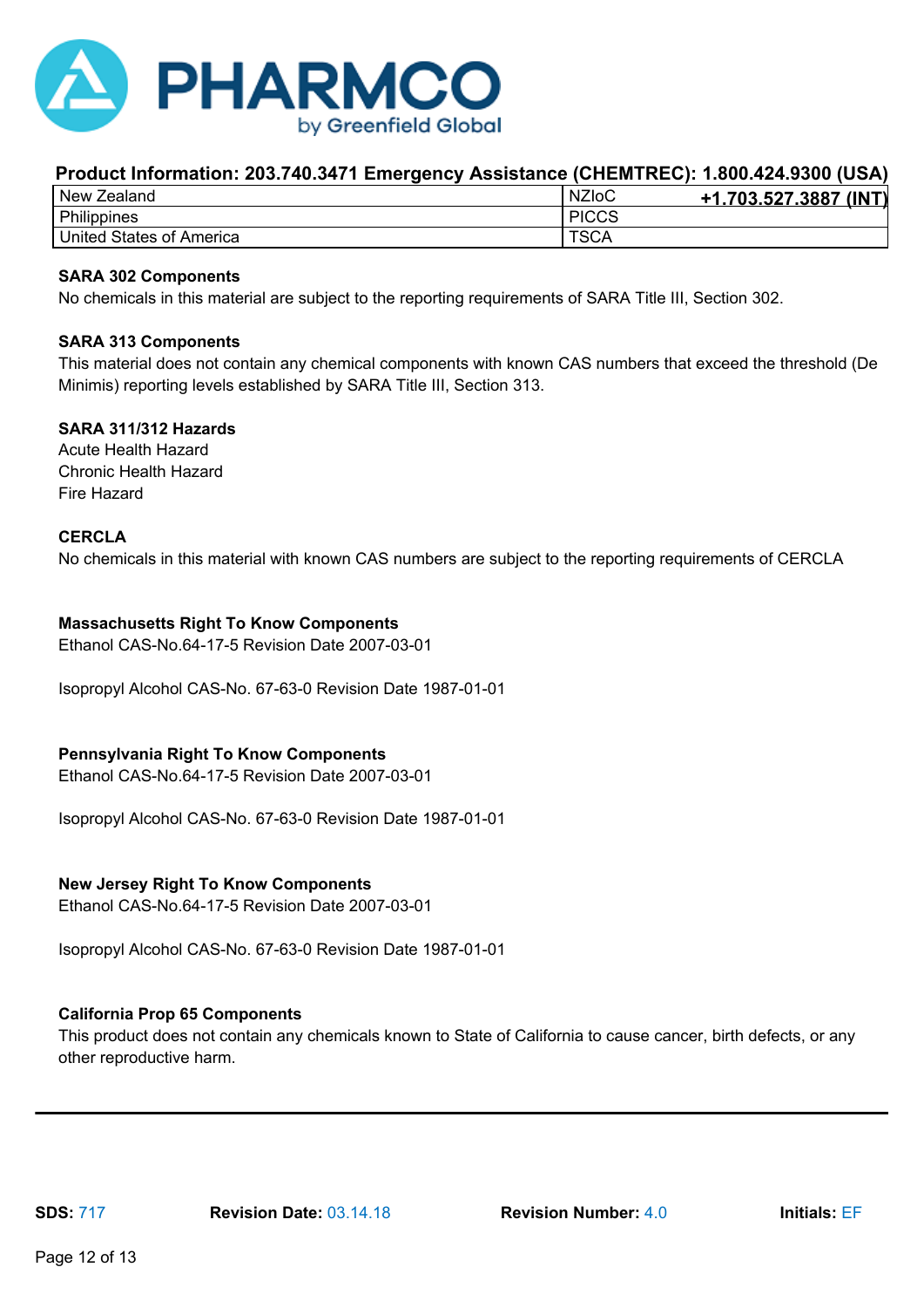**Product Information: 203.740.3471 Emergency Assistance (CHEMTREC): 1.800.424.9300 (USA)**

| New Zealand | NZIoC **+1.703.527.3887 (INT)** |
|---|---|
| Philippines | PICCS |
| United States of America | TSCA |

**SARA 302 Components**

No chemicals in this material are subject to the reporting requirements of SARA Title III, Section 302.

**SARA 313 Components**

This material does not contain any chemical components with known CAS numbers that exceed the threshold (De Minimis) reporting levels established by SARA Title III, Section 313.

**SARA 311/312 Hazards**

Acute Health Hazard
Chronic Health Hazard
Fire Hazard

**CERCLA**

No chemicals in this material with known CAS numbers are subject to the reporting requirements of CERCLA

**Massachusetts Right To Know Components**

Ethanol CAS-No.64-17-5 Revision Date 2007-03-01

Isopropyl Alcohol CAS-No. 67-63-0 Revision Date 1987-01-01

**Pennsylvania Right To Know Components**

Ethanol CAS-No.64-17-5 Revision Date 2007-03-01

Isopropyl Alcohol CAS-No. 67-63-0 Revision Date 1987-01-01

**New Jersey Right To Know Components**

Ethanol CAS-No.64-17-5 Revision Date 2007-03-01

Isopropyl Alcohol CAS-No. 67-63-0 Revision Date 1987-01-01

**California Prop 65 Components**

This product does not contain any chemicals known to State of California to cause cancer, birth defects, or any other reproductive harm.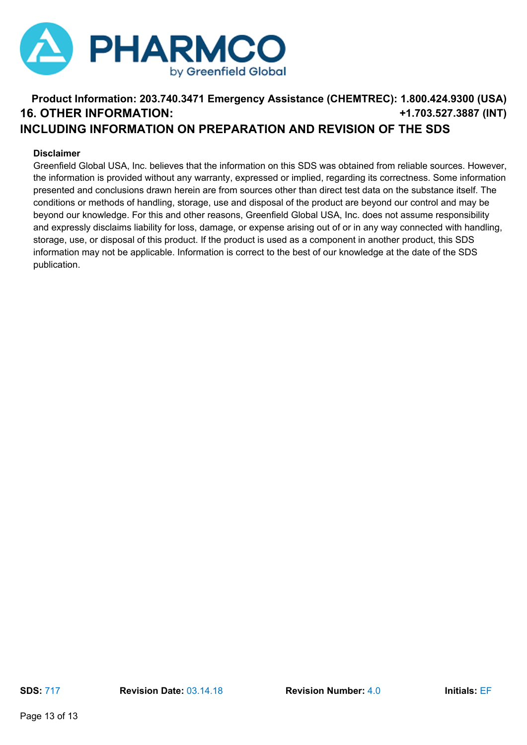Product Information: 203.740.3471 Emergency Assistance (CHEMTREC): 1.800.424.9300 (USA) +1.703.527.3887 (INT)

## 16. OTHER INFORMATION: INCLUDING INFORMATION ON PREPARATION AND REVISION OF THE SDS

**Disclaimer**

Greenfield Global USA, Inc. believes that the information on this SDS was obtained from reliable sources. However, the information is provided without any warranty, expressed or implied, regarding its correctness. Some information presented and conclusions drawn herein are from sources other than direct test data on the substance itself. The conditions or methods of handling, storage, use and disposal of the product are beyond our control and may be beyond our knowledge. For this and other reasons, Greenfield Global USA, Inc. does not assume responsibility and expressly disclaims liability for loss, damage, or expense arising out of or in any way connected with handling, storage, use, or disposal of this product. If the product is used as a component in another product, this SDS information may not be applicable. Information is correct to the best of our knowledge at the date of the SDS publication.

**SDS:** 717 **Revision Date:** 03.14.18 **Revision Number:** 4.0 **Initials:** EF